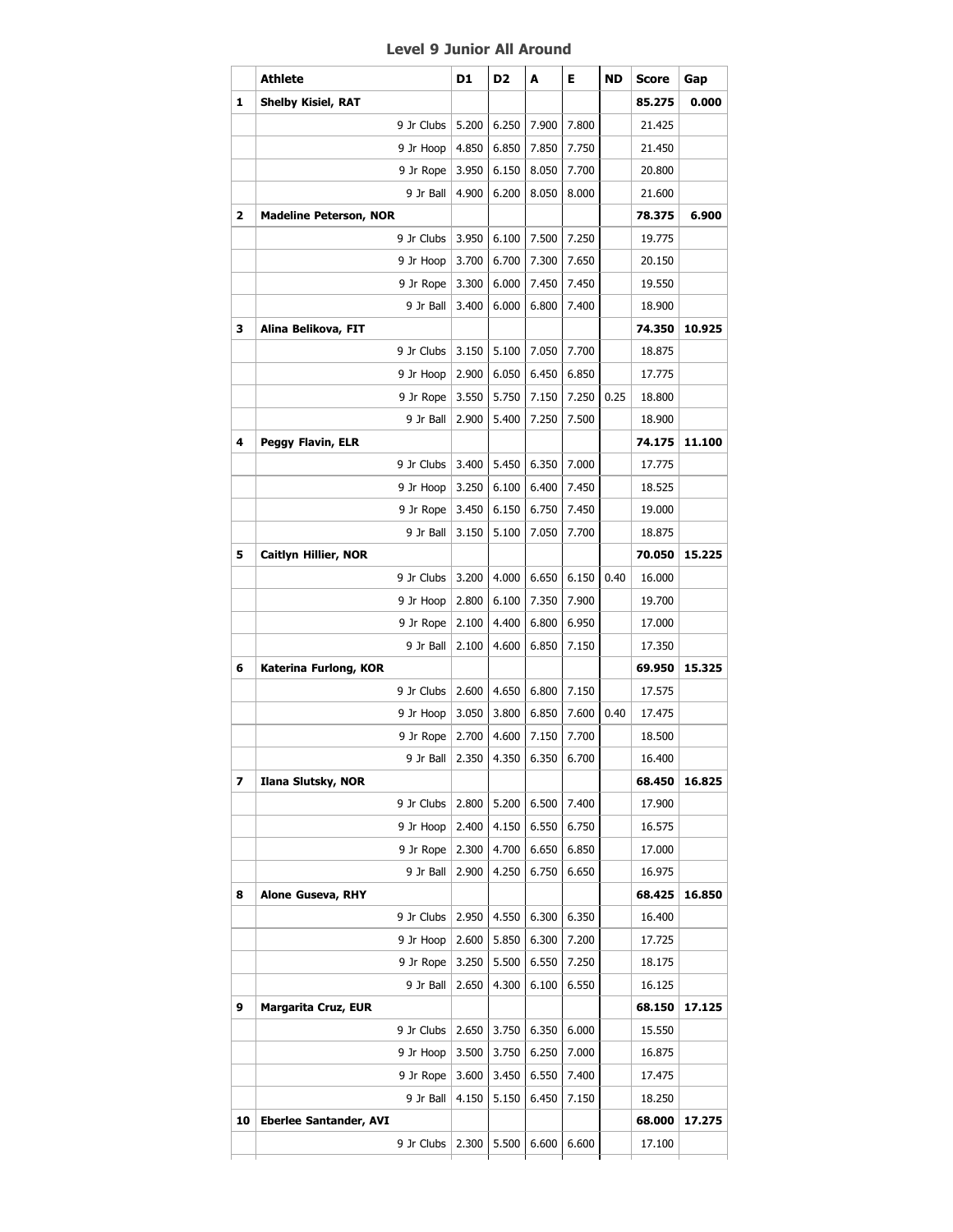## Level 9 Junior All Around

| | Athlete | D1 | D2 | A | E | ND | Score | Gap |
|---|---|---|---|---|---|---|---|---|
| **1** | **Shelby Kisiel, RAT** | | | | | | **85.275** | **0.000** |
| | 9 Jr Clubs | 5.200 | 6.250 | 7.900 | 7.800 | | 21.425 | |
| | 9 Jr Hoop | 4.850 | 6.850 | 7.850 | 7.750 | | 21.450 | |
| | 9 Jr Rope | 3.950 | 6.150 | 8.050 | 7.700 | | 20.800 | |
| | 9 Jr Ball | 4.900 | 6.200 | 8.050 | 8.000 | | 21.600 | |
| **2** | **Madeline Peterson, NOR** | | | | | | **78.375** | **6.900** |
| | 9 Jr Clubs | 3.950 | 6.100 | 7.500 | 7.250 | | 19.775 | |
| | 9 Jr Hoop | 3.700 | 6.700 | 7.300 | 7.650 | | 20.150 | |
| | 9 Jr Rope | 3.300 | 6.000 | 7.450 | 7.450 | | 19.550 | |
| | 9 Jr Ball | 3.400 | 6.000 | 6.800 | 7.400 | | 18.900 | |
| **3** | **Alina Belikova, FIT** | | | | | | **74.350** | **10.925** |
| | 9 Jr Clubs | 3.150 | 5.100 | 7.050 | 7.700 | | 18.875 | |
| | 9 Jr Hoop | 2.900 | 6.050 | 6.450 | 6.850 | | 17.775 | |
| | 9 Jr Rope | 3.550 | 5.750 | 7.150 | 7.250 | 0.25 | 18.800 | |
| | 9 Jr Ball | 2.900 | 5.400 | 7.250 | 7.500 | | 18.900 | |
| **4** | **Peggy Flavin, ELR** | | | | | | **74.175** | **11.100** |
| | 9 Jr Clubs | 3.400 | 5.450 | 6.350 | 7.000 | | 17.775 | |
| | 9 Jr Hoop | 3.250 | 6.100 | 6.400 | 7.450 | | 18.525 | |
| | 9 Jr Rope | 3.450 | 6.150 | 6.750 | 7.450 | | 19.000 | |
| | 9 Jr Ball | 3.150 | 5.100 | 7.050 | 7.700 | | 18.875 | |
| **5** | **Caitlyn Hillier, NOR** | | | | | | **70.050** | **15.225** |
| | 9 Jr Clubs | 3.200 | 4.000 | 6.650 | 6.150 | 0.40 | 16.000 | |
| | 9 Jr Hoop | 2.800 | 6.100 | 7.350 | 7.900 | | 19.700 | |
| | 9 Jr Rope | 2.100 | 4.400 | 6.800 | 6.950 | | 17.000 | |
| | 9 Jr Ball | 2.100 | 4.600 | 6.850 | 7.150 | | 17.350 | |
| **6** | **Katerina Furlong, KOR** | | | | | | **69.950** | **15.325** |
| | 9 Jr Clubs | 2.600 | 4.650 | 6.800 | 7.150 | | 17.575 | |
| | 9 Jr Hoop | 3.050 | 3.800 | 6.850 | 7.600 | 0.40 | 17.475 | |
| | 9 Jr Rope | 2.700 | 4.600 | 7.150 | 7.700 | | 18.500 | |
| | 9 Jr Ball | 2.350 | 4.350 | 6.350 | 6.700 | | 16.400 | |
| **7** | **Ilana Slutsky, NOR** | | | | | | **68.450** | **16.825** |
| | 9 Jr Clubs | 2.800 | 5.200 | 6.500 | 7.400 | | 17.900 | |
| | 9 Jr Hoop | 2.400 | 4.150 | 6.550 | 6.750 | | 16.575 | |
| | 9 Jr Rope | 2.300 | 4.700 | 6.650 | 6.850 | | 17.000 | |
| | 9 Jr Ball | 2.900 | 4.250 | 6.750 | 6.650 | | 16.975 | |
| **8** | **Alone Guseva, RHY** | | | | | | **68.425** | **16.850** |
| | 9 Jr Clubs | 2.950 | 4.550 | 6.300 | 6.350 | | 16.400 | |
| | 9 Jr Hoop | 2.600 | 5.850 | 6.300 | 7.200 | | 17.725 | |
| | 9 Jr Rope | 3.250 | 5.500 | 6.550 | 7.250 | | 18.175 | |
| | 9 Jr Ball | 2.650 | 4.300 | 6.100 | 6.550 | | 16.125 | |
| **9** | **Margarita Cruz, EUR** | | | | | | **68.150** | **17.125** |
| | 9 Jr Clubs | 2.650 | 3.750 | 6.350 | 6.000 | | 15.550 | |
| | 9 Jr Hoop | 3.500 | 3.750 | 6.250 | 7.000 | | 16.875 | |
| | 9 Jr Rope | 3.600 | 3.450 | 6.550 | 7.400 | | 17.475 | |
| | 9 Jr Ball | 4.150 | 5.150 | 6.450 | 7.150 | | 18.250 | |
| **10** | **Eberlee Santander, AVI** | | | | | | **68.000** | **17.275** |
| | 9 Jr Clubs | 2.300 | 5.500 | 6.600 | 6.600 | | 17.100 | |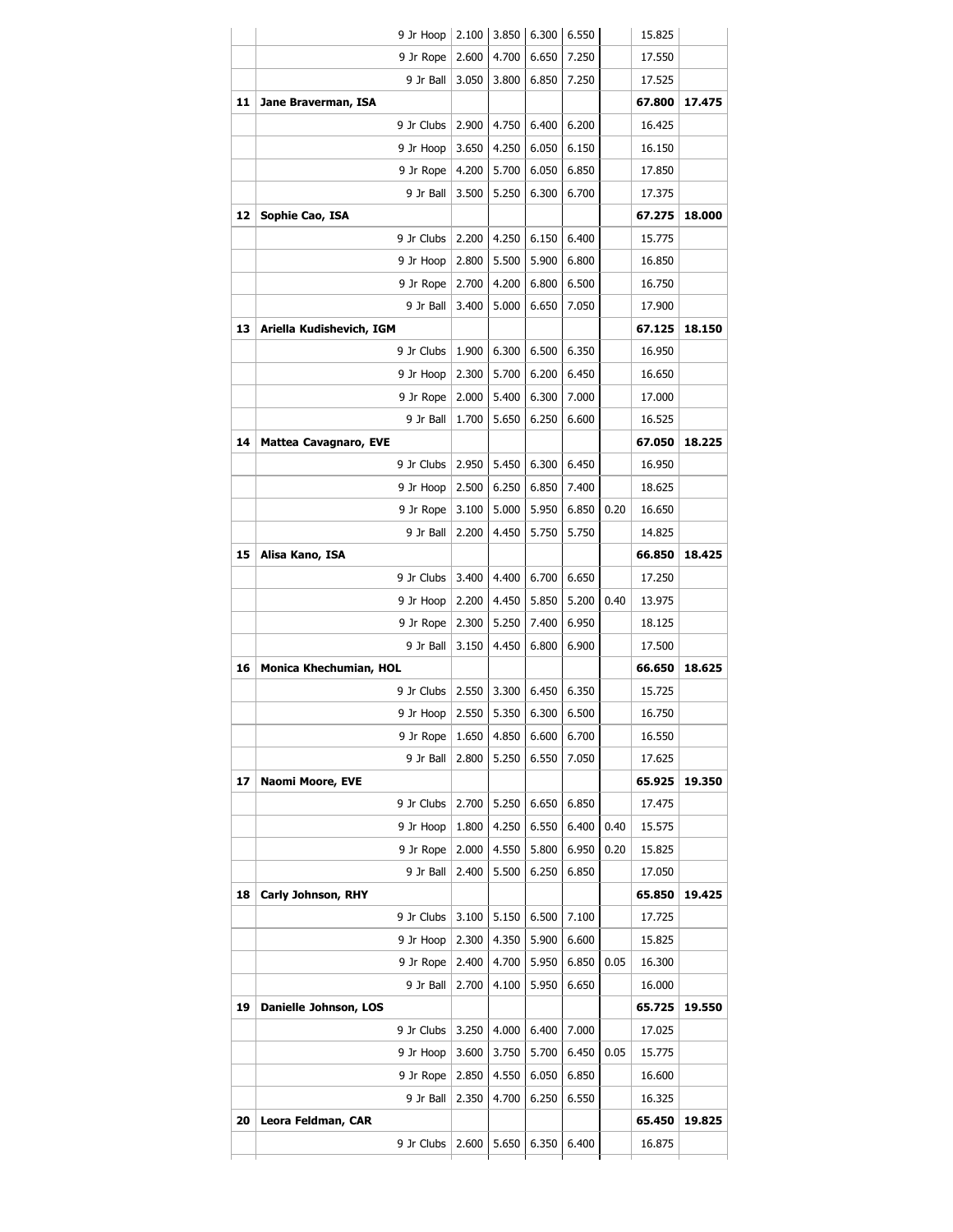| | | | | | | | | |
|---|---|---|---|---|---|---|---|---|
| | 9 Jr Hoop | 2.100 | 3.850 | 6.300 | 6.550 | | 15.825 | |
| | 9 Jr Rope | 2.600 | 4.700 | 6.650 | 7.250 | | 17.550 | |
| | 9 Jr Ball | 3.050 | 3.800 | 6.850 | 7.250 | | 17.525 | |
| **11** | **Jane Braverman, ISA** | | | | | | **67.800** | **17.475** |
| | 9 Jr Clubs | 2.900 | 4.750 | 6.400 | 6.200 | | 16.425 | |
| | 9 Jr Hoop | 3.650 | 4.250 | 6.050 | 6.150 | | 16.150 | |
| | 9 Jr Rope | 4.200 | 5.700 | 6.050 | 6.850 | | 17.850 | |
| | 9 Jr Ball | 3.500 | 5.250 | 6.300 | 6.700 | | 17.375 | |
| **12** | **Sophie Cao, ISA** | | | | | | **67.275** | **18.000** |
| | 9 Jr Clubs | 2.200 | 4.250 | 6.150 | 6.400 | | 15.775 | |
| | 9 Jr Hoop | 2.800 | 5.500 | 5.900 | 6.800 | | 16.850 | |
| | 9 Jr Rope | 2.700 | 4.200 | 6.800 | 6.500 | | 16.750 | |
| | 9 Jr Ball | 3.400 | 5.000 | 6.650 | 7.050 | | 17.900 | |
| **13** | **Ariella Kudishevich, IGM** | | | | | | **67.125** | **18.150** |
| | 9 Jr Clubs | 1.900 | 6.300 | 6.500 | 6.350 | | 16.950 | |
| | 9 Jr Hoop | 2.300 | 5.700 | 6.200 | 6.450 | | 16.650 | |
| | 9 Jr Rope | 2.000 | 5.400 | 6.300 | 7.000 | | 17.000 | |
| | 9 Jr Ball | 1.700 | 5.650 | 6.250 | 6.600 | | 16.525 | |
| **14** | **Mattea Cavagnaro, EVE** | | | | | | **67.050** | **18.225** |
| | 9 Jr Clubs | 2.950 | 5.450 | 6.300 | 6.450 | | 16.950 | |
| | 9 Jr Hoop | 2.500 | 6.250 | 6.850 | 7.400 | | 18.625 | |
| | 9 Jr Rope | 3.100 | 5.000 | 5.950 | 6.850 | 0.20 | 16.650 | |
| | 9 Jr Ball | 2.200 | 4.450 | 5.750 | 5.750 | | 14.825 | |
| **15** | **Alisa Kano, ISA** | | | | | | **66.850** | **18.425** |
| | 9 Jr Clubs | 3.400 | 4.400 | 6.700 | 6.650 | | 17.250 | |
| | 9 Jr Hoop | 2.200 | 4.450 | 5.850 | 5.200 | 0.40 | 13.975 | |
| | 9 Jr Rope | 2.300 | 5.250 | 7.400 | 6.950 | | 18.125 | |
| | 9 Jr Ball | 3.150 | 4.450 | 6.800 | 6.900 | | 17.500 | |
| **16** | **Monica Khechumian, HOL** | | | | | | **66.650** | **18.625** |
| | 9 Jr Clubs | 2.550 | 3.300 | 6.450 | 6.350 | | 15.725 | |
| | 9 Jr Hoop | 2.550 | 5.350 | 6.300 | 6.500 | | 16.750 | |
| | 9 Jr Rope | 1.650 | 4.850 | 6.600 | 6.700 | | 16.550 | |
| | 9 Jr Ball | 2.800 | 5.250 | 6.550 | 7.050 | | 17.625 | |
| **17** | **Naomi Moore, EVE** | | | | | | **65.925** | **19.350** |
| | 9 Jr Clubs | 2.700 | 5.250 | 6.650 | 6.850 | | 17.475 | |
| | 9 Jr Hoop | 1.800 | 4.250 | 6.550 | 6.400 | 0.40 | 15.575 | |
| | 9 Jr Rope | 2.000 | 4.550 | 5.800 | 6.950 | 0.20 | 15.825 | |
| | 9 Jr Ball | 2.400 | 5.500 | 6.250 | 6.850 | | 17.050 | |
| **18** | **Carly Johnson, RHY** | | | | | | **65.850** | **19.425** |
| | 9 Jr Clubs | 3.100 | 5.150 | 6.500 | 7.100 | | 17.725 | |
| | 9 Jr Hoop | 2.300 | 4.350 | 5.900 | 6.600 | | 15.825 | |
| | 9 Jr Rope | 2.400 | 4.700 | 5.950 | 6.850 | 0.05 | 16.300 | |
| | 9 Jr Ball | 2.700 | 4.100 | 5.950 | 6.650 | | 16.000 | |
| **19** | **Danielle Johnson, LOS** | | | | | | **65.725** | **19.550** |
| | 9 Jr Clubs | 3.250 | 4.000 | 6.400 | 7.000 | | 17.025 | |
| | 9 Jr Hoop | 3.600 | 3.750 | 5.700 | 6.450 | 0.05 | 15.775 | |
| | 9 Jr Rope | 2.850 | 4.550 | 6.050 | 6.850 | | 16.600 | |
| | 9 Jr Ball | 2.350 | 4.700 | 6.250 | 6.550 | | 16.325 | |
| **20** | **Leora Feldman, CAR** | | | | | | **65.450** | **19.825** |
| | 9 Jr Clubs | 2.600 | 5.650 | 6.350 | 6.400 | | 16.875 | |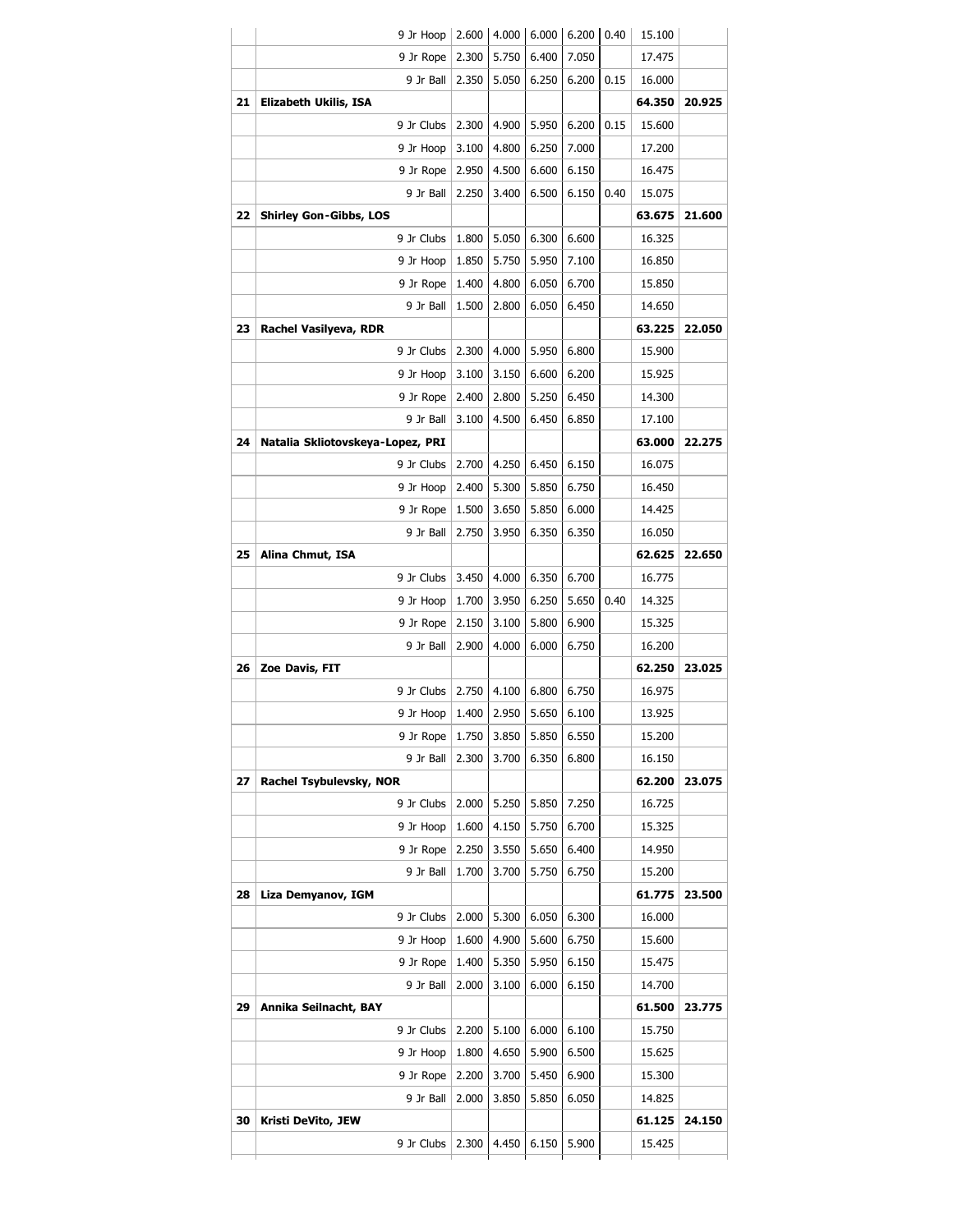| | | | | | | | | |
|---|---|---|---|---|---|---|---|---|
| | 9 Jr Hoop | 2.600 | 4.000 | 6.000 | 6.200 | 0.40 | 15.100 | |
| | 9 Jr Rope | 2.300 | 5.750 | 6.400 | 7.050 | | 17.475 | |
| | 9 Jr Ball | 2.350 | 5.050 | 6.250 | 6.200 | 0.15 | 16.000 | |
| **21** | **Elizabeth Ukilis, ISA** | | | | | | **64.350** | **20.925** |
| | 9 Jr Clubs | 2.300 | 4.900 | 5.950 | 6.200 | 0.15 | 15.600 | |
| | 9 Jr Hoop | 3.100 | 4.800 | 6.250 | 7.000 | | 17.200 | |
| | 9 Jr Rope | 2.950 | 4.500 | 6.600 | 6.150 | | 16.475 | |
| | 9 Jr Ball | 2.250 | 3.400 | 6.500 | 6.150 | 0.40 | 15.075 | |
| **22** | **Shirley Gon-Gibbs, LOS** | | | | | | **63.675** | **21.600** |
| | 9 Jr Clubs | 1.800 | 5.050 | 6.300 | 6.600 | | 16.325 | |
| | 9 Jr Hoop | 1.850 | 5.750 | 5.950 | 7.100 | | 16.850 | |
| | 9 Jr Rope | 1.400 | 4.800 | 6.050 | 6.700 | | 15.850 | |
| | 9 Jr Ball | 1.500 | 2.800 | 6.050 | 6.450 | | 14.650 | |
| **23** | **Rachel Vasilyeva, RDR** | | | | | | **63.225** | **22.050** |
| | 9 Jr Clubs | 2.300 | 4.000 | 5.950 | 6.800 | | 15.900 | |
| | 9 Jr Hoop | 3.100 | 3.150 | 6.600 | 6.200 | | 15.925 | |
| | 9 Jr Rope | 2.400 | 2.800 | 5.250 | 6.450 | | 14.300 | |
| | 9 Jr Ball | 3.100 | 4.500 | 6.450 | 6.850 | | 17.100 | |
| **24** | **Natalia Skliotovskeya-Lopez, PRI** | | | | | | **63.000** | **22.275** |
| | 9 Jr Clubs | 2.700 | 4.250 | 6.450 | 6.150 | | 16.075 | |
| | 9 Jr Hoop | 2.400 | 5.300 | 5.850 | 6.750 | | 16.450 | |
| | 9 Jr Rope | 1.500 | 3.650 | 5.850 | 6.000 | | 14.425 | |
| | 9 Jr Ball | 2.750 | 3.950 | 6.350 | 6.350 | | 16.050 | |
| **25** | **Alina Chmut, ISA** | | | | | | **62.625** | **22.650** |
| | 9 Jr Clubs | 3.450 | 4.000 | 6.350 | 6.700 | | 16.775 | |
| | 9 Jr Hoop | 1.700 | 3.950 | 6.250 | 5.650 | 0.40 | 14.325 | |
| | 9 Jr Rope | 2.150 | 3.100 | 5.800 | 6.900 | | 15.325 | |
| | 9 Jr Ball | 2.900 | 4.000 | 6.000 | 6.750 | | 16.200 | |
| **26** | **Zoe Davis, FIT** | | | | | | **62.250** | **23.025** |
| | 9 Jr Clubs | 2.750 | 4.100 | 6.800 | 6.750 | | 16.975 | |
| | 9 Jr Hoop | 1.400 | 2.950 | 5.650 | 6.100 | | 13.925 | |
| | 9 Jr Rope | 1.750 | 3.850 | 5.850 | 6.550 | | 15.200 | |
| | 9 Jr Ball | 2.300 | 3.700 | 6.350 | 6.800 | | 16.150 | |
| **27** | **Rachel Tsybulevsky, NOR** | | | | | | **62.200** | **23.075** |
| | 9 Jr Clubs | 2.000 | 5.250 | 5.850 | 7.250 | | 16.725 | |
| | 9 Jr Hoop | 1.600 | 4.150 | 5.750 | 6.700 | | 15.325 | |
| | 9 Jr Rope | 2.250 | 3.550 | 5.650 | 6.400 | | 14.950 | |
| | 9 Jr Ball | 1.700 | 3.700 | 5.750 | 6.750 | | 15.200 | |
| **28** | **Liza Demyanov, IGM** | | | | | | **61.775** | **23.500** |
| | 9 Jr Clubs | 2.000 | 5.300 | 6.050 | 6.300 | | 16.000 | |
| | 9 Jr Hoop | 1.600 | 4.900 | 5.600 | 6.750 | | 15.600 | |
| | 9 Jr Rope | 1.400 | 5.350 | 5.950 | 6.150 | | 15.475 | |
| | 9 Jr Ball | 2.000 | 3.100 | 6.000 | 6.150 | | 14.700 | |
| **29** | **Annika Seilnacht, BAY** | | | | | | **61.500** | **23.775** |
| | 9 Jr Clubs | 2.200 | 5.100 | 6.000 | 6.100 | | 15.750 | |
| | 9 Jr Hoop | 1.800 | 4.650 | 5.900 | 6.500 | | 15.625 | |
| | 9 Jr Rope | 2.200 | 3.700 | 5.450 | 6.900 | | 15.300 | |
| | 9 Jr Ball | 2.000 | 3.850 | 5.850 | 6.050 | | 14.825 | |
| **30** | **Kristi DeVito, JEW** | | | | | | **61.125** | **24.150** |
| | 9 Jr Clubs | 2.300 | 4.450 | 6.150 | 5.900 | | 15.425 | |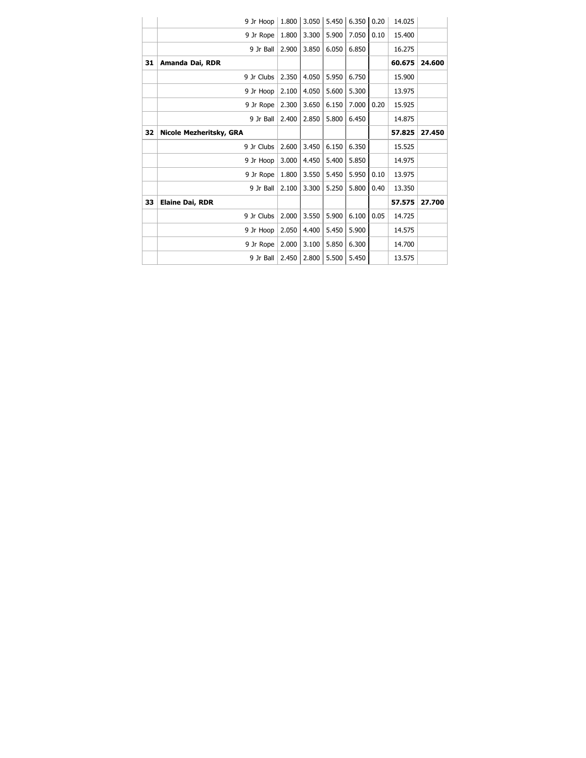| | | | | | | | | |
|---|---|---|---|---|---|---|---|---|
| | 9 Jr Hoop | 1.800 | 3.050 | 5.450 | 6.350 | 0.20 | 14.025 | |
| | 9 Jr Rope | 1.800 | 3.300 | 5.900 | 7.050 | 0.10 | 15.400 | |
| | 9 Jr Ball | 2.900 | 3.850 | 6.050 | 6.850 | | 16.275 | |
| **31** | **Amanda Dai, RDR** | | | | | | **60.675** | **24.600** |
| | 9 Jr Clubs | 2.350 | 4.050 | 5.950 | 6.750 | | 15.900 | |
| | 9 Jr Hoop | 2.100 | 4.050 | 5.600 | 5.300 | | 13.975 | |
| | 9 Jr Rope | 2.300 | 3.650 | 6.150 | 7.000 | 0.20 | 15.925 | |
| | 9 Jr Ball | 2.400 | 2.850 | 5.800 | 6.450 | | 14.875 | |
| **32** | **Nicole Mezheritsky, GRA** | | | | | | **57.825** | **27.450** |
| | 9 Jr Clubs | 2.600 | 3.450 | 6.150 | 6.350 | | 15.525 | |
| | 9 Jr Hoop | 3.000 | 4.450 | 5.400 | 5.850 | | 14.975 | |
| | 9 Jr Rope | 1.800 | 3.550 | 5.450 | 5.950 | 0.10 | 13.975 | |
| | 9 Jr Ball | 2.100 | 3.300 | 5.250 | 5.800 | 0.40 | 13.350 | |
| **33** | **Elaine Dai, RDR** | | | | | | **57.575** | **27.700** |
| | 9 Jr Clubs | 2.000 | 3.550 | 5.900 | 6.100 | 0.05 | 14.725 | |
| | 9 Jr Hoop | 2.050 | 4.400 | 5.450 | 5.900 | | 14.575 | |
| | 9 Jr Rope | 2.000 | 3.100 | 5.850 | 6.300 | | 14.700 | |
| | 9 Jr Ball | 2.450 | 2.800 | 5.500 | 5.450 | | 13.575 | |